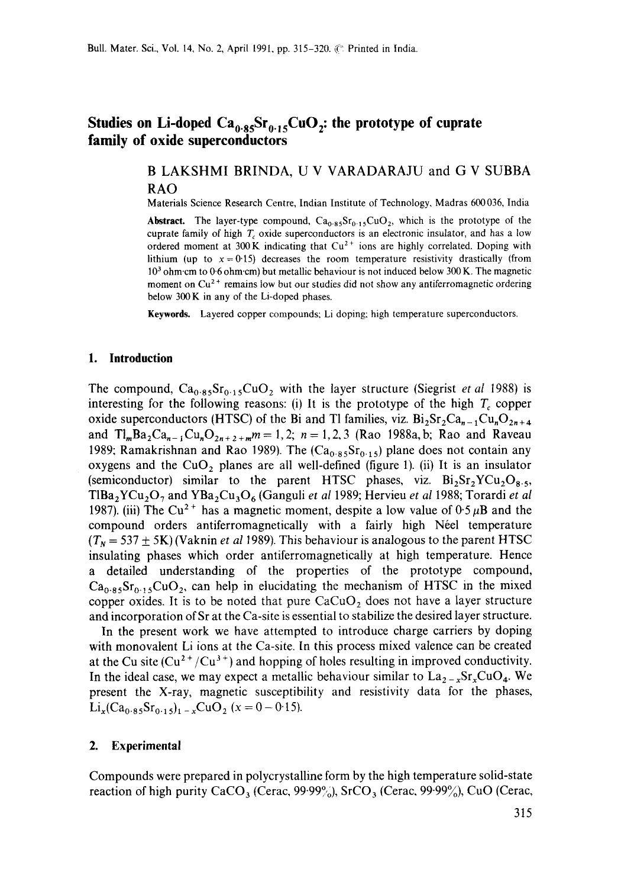# Studies on Li-doped $Ca_{0.85}Sr_{0.15}CuO_2$: the prototype of cuprate family of oxide superconductors

B LAKSHMI BRINDA, U V VARADARAJU and G V SUBBA RAO

Materials Science Research Centre, Indian Institute of Technology, Madras 600036, India

**Abstract.** The layer-type compound, $Ca_{0.85}Sr_{0.15}CuO_2$, which is the prototype of the cuprate family of high $T_c$ oxide superconductors is an electronic insulator, and has a low ordered moment at 300 K indicating that $Cu^{2+}$ ions are highly correlated. Doping with lithium (up to $x = 0.15$) decreases the room temperature resistivity drastically (from $10^3$ ohm·cm to 0.6 ohm·cm) but metallic behaviour is not induced below 300 K. The magnetic moment on $Cu^{2+}$ remains low but our studies did not show any antiferromagnetic ordering below 300 K in any of the Li-doped phases.

**Keywords.** Layered copper compounds; Li doping; high temperature superconductors.

## 1. Introduction

The compound, $Ca_{0.85}Sr_{0.15}CuO_2$ with the layer structure (Siegrist *et al* 1988) is interesting for the following reasons: (i) It is the prototype of the high $T_c$ copper oxide superconductors (HTSC) of the Bi and Tl families, viz. $Bi_2Sr_2Ca_{n-1}Cu_nO_{2n+4}$ and $Tl_mBa_2Ca_{n-1}Cu_nO_{2n+2+m}$ $m = 1, 2$; $n = 1, 2, 3$ (Rao 1988a, b; Rao and Raveau 1989; Ramakrishnan and Rao 1989). The $(Ca_{0.85}Sr_{0.15})$ plane does not contain any oxygens and the $CuO_2$ planes are all well-defined (figure 1). (ii) It is an insulator (semiconductor) similar to the parent HTSC phases, viz. $Bi_2Sr_2YCu_2O_{8.5}$, $TlBa_2YCu_2O_7$ and $YBa_2Cu_3O_6$ (Ganguli *et al* 1989; Hervieu *et al* 1988; Torardi *et al* 1987). (iii) The $Cu^{2+}$ has a magnetic moment, despite a low value of 0.5 $\mu$B and the compound orders antiferromagnetically with a fairly high Néel temperature ($T_N = 537 \pm 5$K) (Vaknin *et al* 1989). This behaviour is analogous to the parent HTSC insulating phases which order antiferromagnetically at high temperature. Hence a detailed understanding of the properties of the prototype compound, $Ca_{0.85}Sr_{0.15}CuO_2$, can help in elucidating the mechanism of HTSC in the mixed copper oxides. It is to be noted that pure $CaCuO_2$ does not have a layer structure and incorporation of Sr at the Ca-site is essential to stabilize the desired layer structure.

In the present work we have attempted to introduce charge carriers by doping with monovalent Li ions at the Ca-site. In this process mixed valence can be created at the Cu site ($Cu^{2+}/Cu^{3+}$) and hopping of holes resulting in improved conductivity. In the ideal case, we may expect a metallic behaviour similar to $La_{2-x}Sr_xCuO_4$. We present the X-ray, magnetic susceptibility and resistivity data for the phases, $Li_x(Ca_{0.85}Sr_{0.15})_{1-x}CuO_2$ ($x = 0 - 0.15$).

## 2. Experimental

Compounds were prepared in polycrystalline form by the high temperature solid-state reaction of high purity $CaCO_3$ (Cerac, 99.99%), $SrCO_3$ (Cerac, 99.99%), CuO (Cerac,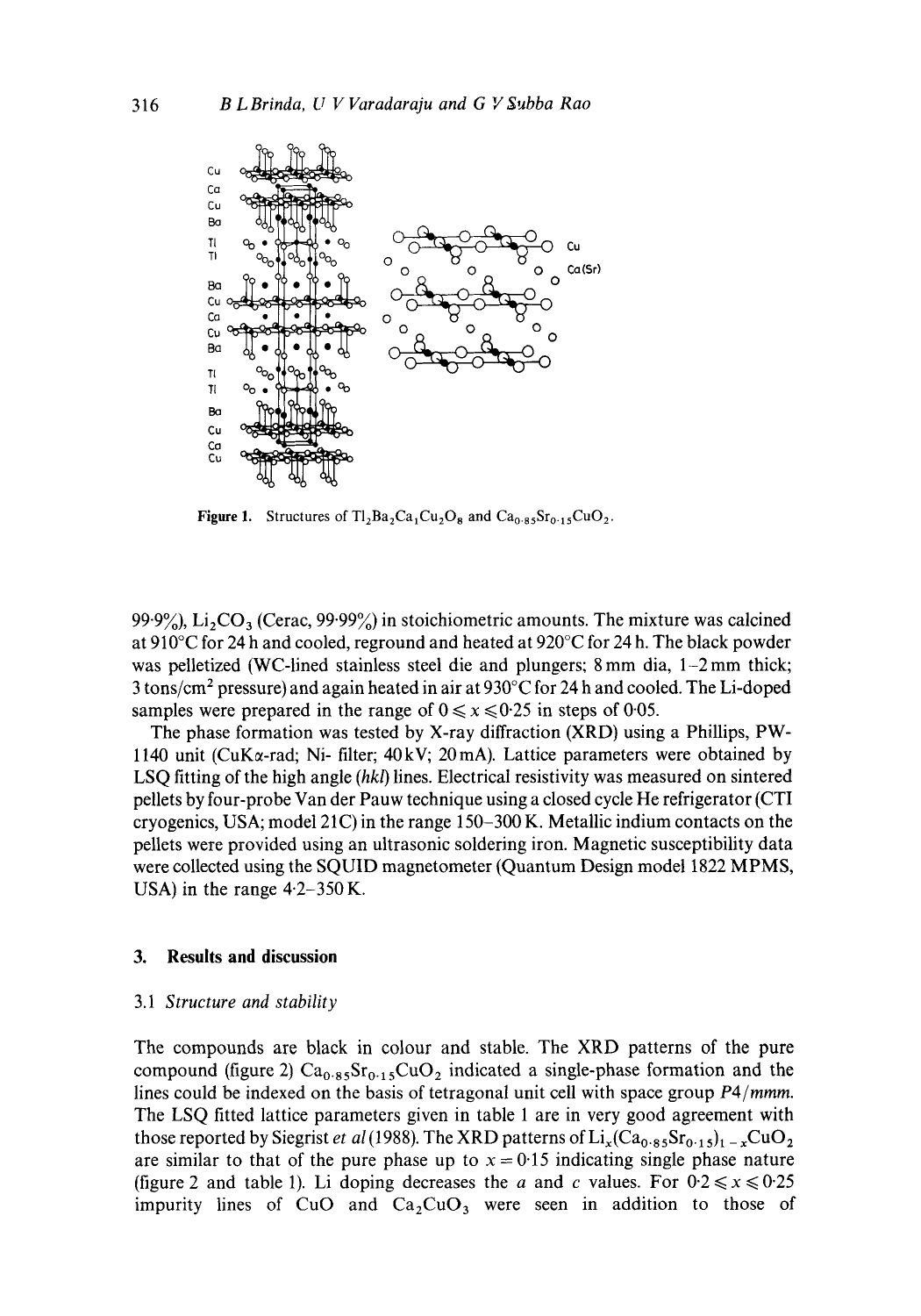Figure 1. Structures of $Tl_2Ba_2Ca_1Cu_2O_8$ and $Ca_{0.85}Sr_{0.15}CuO_2$.

99.9%), $Li_2CO_3$ (Cerac, 99.99%) in stoichiometric amounts. The mixture was calcined at 910°C for 24 h and cooled, reground and heated at 920°C for 24 h. The black powder was pelletized (WC-lined stainless steel die and plungers; 8 mm dia, 1–2 mm thick; 3 tons/cm$^2$ pressure) and again heated in air at 930°C for 24 h and cooled. The Li-doped samples were prepared in the range of $0 \leqslant x \leqslant 0.25$ in steps of 0.05.

The phase formation was tested by X-ray diffraction (XRD) using a Phillips, PW-1140 unit (CuK$\alpha$-rad; Ni- filter; 40 kV; 20 mA). Lattice parameters were obtained by LSQ fitting of the high angle (*hkl*) lines. Electrical resistivity was measured on sintered pellets by four-probe Van der Pauw technique using a closed cycle He refrigerator (CTI cryogenics, USA; model 21C) in the range 150–300 K. Metallic indium contacts on the pellets were provided using an ultrasonic soldering iron. Magnetic susceptibility data were collected using the SQUID magnetometer (Quantum Design model 1822 MPMS, USA) in the range 4.2–350 K.

## 3. Results and discussion

### 3.1 *Structure and stability*

The compounds are black in colour and stable. The XRD patterns of the pure compound (figure 2) $Ca_{0.85}Sr_{0.15}CuO_2$ indicated a single-phase formation and the lines could be indexed on the basis of tetragonal unit cell with space group *P4/mmm*. The LSQ fitted lattice parameters given in table 1 are in very good agreement with those reported by Siegrist *et al* (1988). The XRD patterns of $Li_x(Ca_{0.85}Sr_{0.15})_{1-x}CuO_2$ are similar to that of the pure phase up to $x = 0.15$ indicating single phase nature (figure 2 and table 1). Li doping decreases the $a$ and $c$ values. For $0.2 \leqslant x \leqslant 0.25$ impurity lines of CuO and $Ca_2CuO_3$ were seen in addition to those of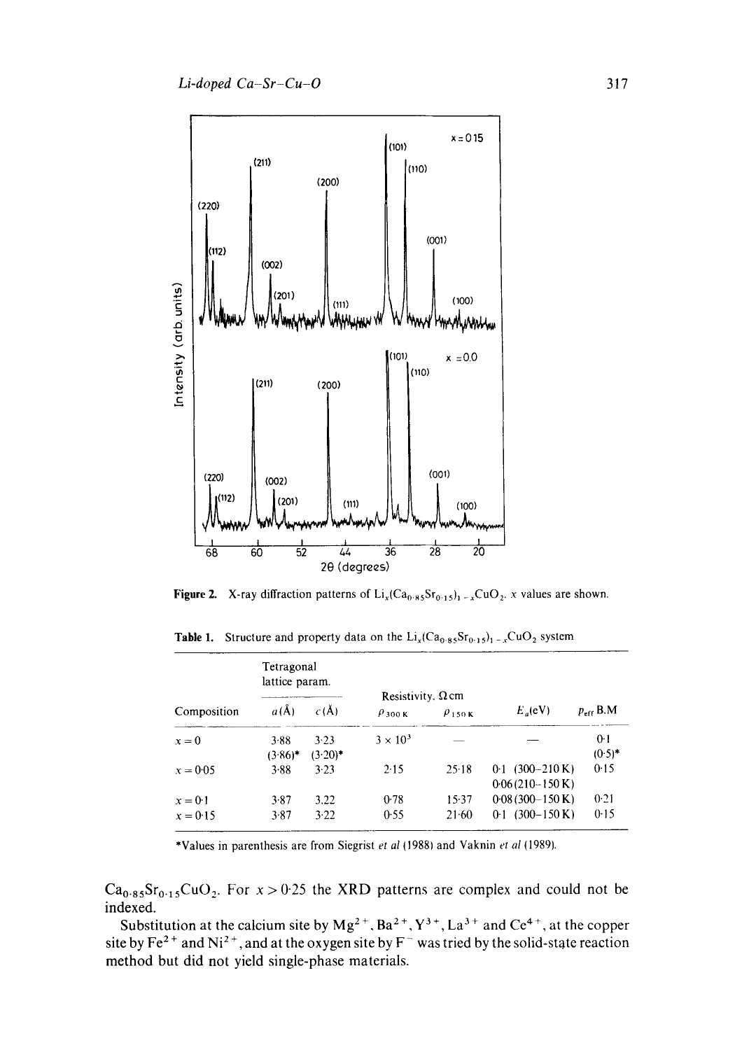Figure 2. X-ray diffraction patterns of $Li_x(Ca_{0.85}Sr_{0.15})_{1-x}CuO_2$. $x$ values are shown.

Table 1. Structure and property data on the $Li_x(Ca_{0.85}Sr_{0.15})_{1-x}CuO_2$ system

| Composition | Tetragonal lattice param. $a$(Å) | $c$(Å) | Resistivity, Ω cm $\rho_{300\,K}$ | $\rho_{150\,K}$ | $E_a$(eV) | $p_{eff}$ B.M |
|---|---|---|---|---|---|---|
| $x = 0$ | 3·88 (3·86)* | 3·23 (3·20)* | $3 \times 10^3$ | — | — | 0·1 (0·5)* |
| $x = 0{\cdot}05$ | 3·88 | 3·23 | 2·15 | 25·18 | 0·1 (300–210 K) 0·06 (210–150 K) | 0·15 |
| $x = 0{\cdot}1$ | 3·87 | 3.22 | 0·78 | 15·37 | 0·08 (300–150 K) | 0·21 |
| $x = 0{\cdot}15$ | 3·87 | 3·22 | 0·55 | 21·60 | 0·1 (300–150 K) | 0·15 |

*Values in parenthesis are from Siegrist *et al* (1988) and Vaknin *et al* (1989).

$Ca_{0.85}Sr_{0.15}CuO_2$. For $x > 0{\cdot}25$ the XRD patterns are complex and could not be indexed.

Substitution at the calcium site by $Mg^{2+}$, $Ba^{2+}$, $Y^{3+}$, $La^{3+}$ and $Ce^{4+}$, at the copper site by $Fe^{2+}$ and $Ni^{2+}$, and at the oxygen site by $F^-$ was tried by the solid-state reaction method but did not yield single-phase materials.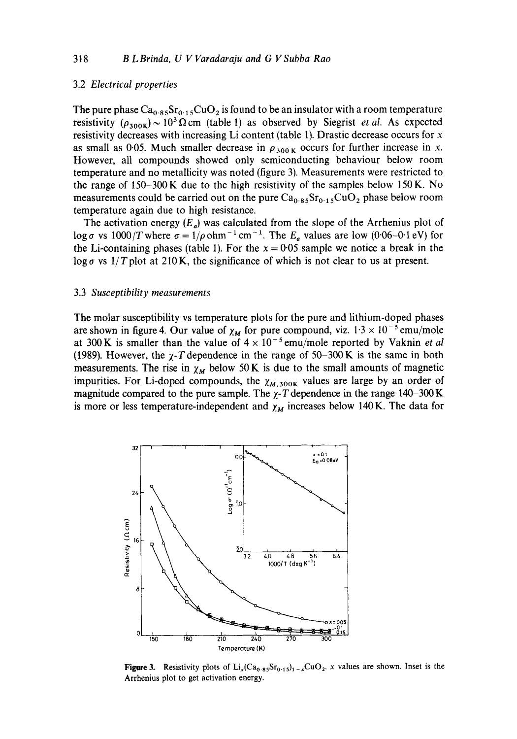### 3.2 Electrical properties

The pure phase $Ca_{0.85}Sr_{0.15}CuO_2$ is found to be an insulator with a room temperature resistivity ($\rho_{300K}$) $\sim 10^3\,\Omega$ cm (table 1) as observed by Siegrist *et al.* As expected resistivity decreases with increasing Li content (table 1). Drastic decrease occurs for $x$ as small as 0·05. Much smaller decrease in $\rho_{300\,K}$ occurs for further increase in $x$. However, all compounds showed only semiconducting behaviour below room temperature and no metallicity was noted (figure 3). Measurements were restricted to the range of 150–300 K due to the high resistivity of the samples below 150 K. No measurements could be carried out on the pure $Ca_{0.85}Sr_{0.15}CuO_2$ phase below room temperature again due to high resistance.

The activation energy ($E_a$) was calculated from the slope of the Arrhenius plot of $\log \sigma$ vs $1000/T$ where $\sigma = 1/\rho\,\text{ohm}^{-1}\,\text{cm}^{-1}$. The $E_a$ values are low (0·06–0·1 eV) for the Li-containing phases (table 1). For the $x = 0.05$ sample we notice a break in the $\log \sigma$ vs $1/T$ plot at 210 K, the significance of which is not clear to us at present.

### 3.3 Susceptibility measurements

The molar susceptibility vs temperature plots for the pure and lithium-doped phases are shown in figure 4. Our value of $\chi_M$ for pure compound, viz. $1.3 \times 10^{-5}$ emu/mole at 300 K is smaller than the value of $4 \times 10^{-5}$ emu/mole reported by Vaknin *et al* (1989). However, the $\chi$-$T$ dependence in the range of 50–300 K is the same in both measurements. The rise in $\chi_M$ below 50 K is due to the small amounts of magnetic impurities. For Li-doped compounds, the $\chi_{M,300K}$ values are large by an order of magnitude compared to the pure sample. The $\chi$-$T$ dependence in the range 140–300 K is more or less temperature-independent and $\chi_M$ increases below 140 K. The data for

**Figure 3.** Resistivity plots of $Li_x(Ca_{0.85}Sr_{0.15})_{1-x}CuO_2$. $x$ values are shown. Inset is the Arrhenius plot to get activation energy.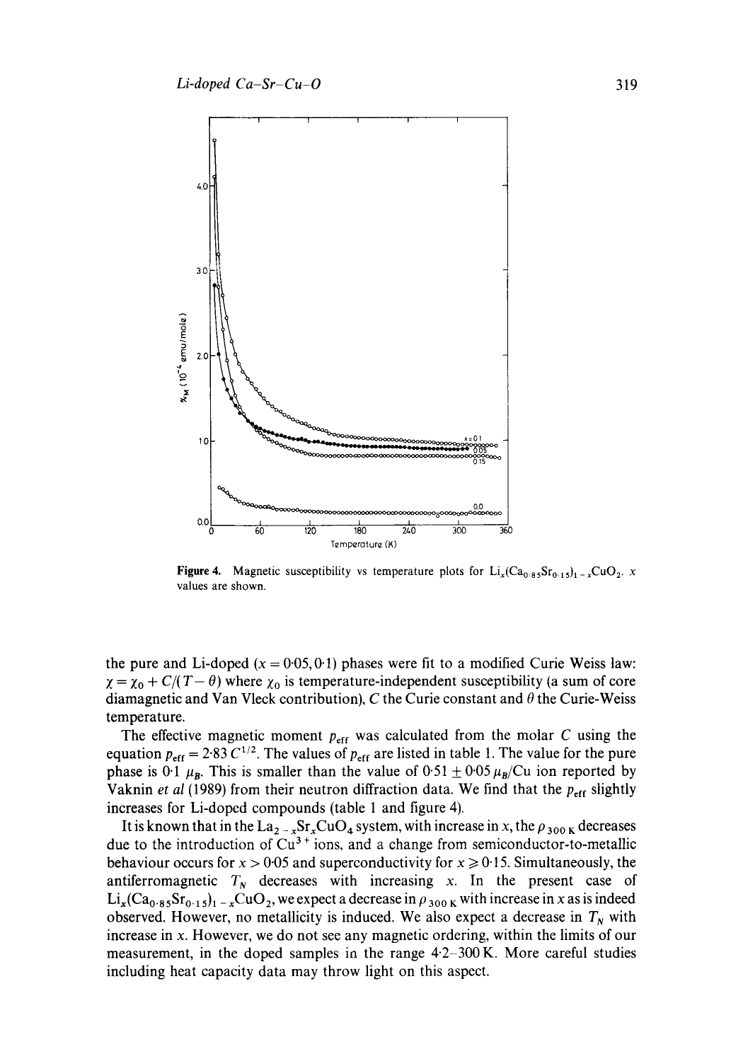**Figure 4.** Magnetic susceptibility vs temperature plots for $Li_x(Ca_{0.85}Sr_{0.15})_{1-x}CuO_2$. $x$ values are shown.

the pure and Li-doped ($x = 0.05, 0.1$) phases were fit to a modified Curie Weiss law: $\chi = \chi_0 + C/(T - \theta)$ where $\chi_0$ is temperature-independent susceptibility (a sum of core diamagnetic and Van Vleck contribution), $C$ the Curie constant and $\theta$ the Curie-Weiss temperature.

The effective magnetic moment $p_{eff}$ was calculated from the molar $C$ using the equation $p_{eff} = 2.83\, C^{1/2}$. The values of $p_{eff}$ are listed in table 1. The value for the pure phase is 0.1 $\mu_B$. This is smaller than the value of $0.51 \pm 0.05\, \mu_B$/Cu ion reported by Vaknin *et al* (1989) from their neutron diffraction data. We find that the $p_{eff}$ slightly increases for Li-doped compounds (table 1 and figure 4).

It is known that in the $La_{2-x}Sr_xCuO_4$ system, with increase in $x$, the $\rho_{300\,K}$ decreases due to the introduction of $Cu^{3+}$ ions, and a change from semiconductor-to-metallic behaviour occurs for $x > 0.05$ and superconductivity for $x \geqslant 0.15$. Simultaneously, the antiferromagnetic $T_N$ decreases with increasing $x$. In the present case of $Li_x(Ca_{0.85}Sr_{0.15})_{1-x}CuO_2$, we expect a decrease in $\rho_{300\,K}$ with increase in $x$ as is indeed observed. However, no metallicity is induced. We also expect a decrease in $T_N$ with increase in $x$. However, we do not see any magnetic ordering, within the limits of our measurement, in the doped samples in the range 4.2–300 K. More careful studies including heat capacity data may throw light on this aspect.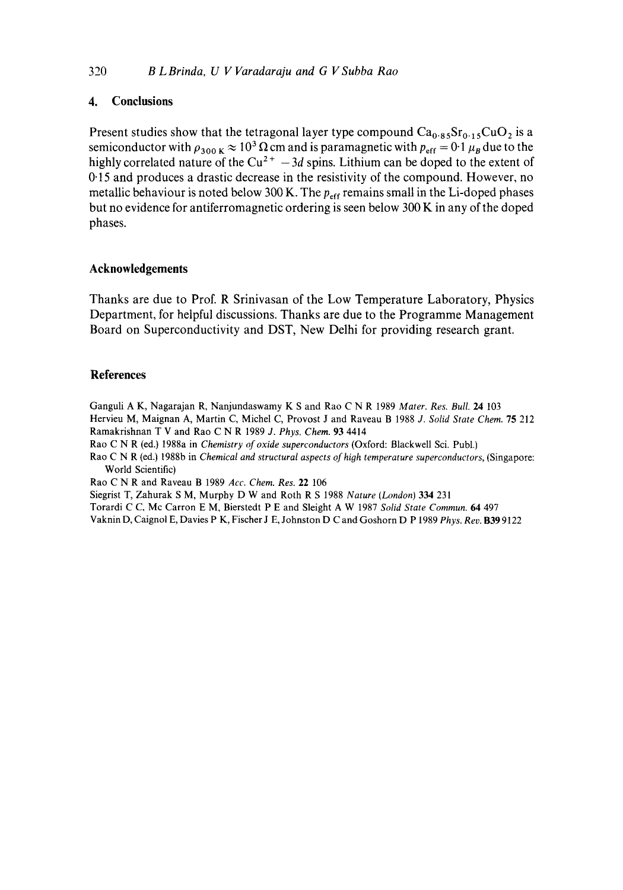## 4. Conclusions

Present studies show that the tetragonal layer type compound $Ca_{0\cdot85}Sr_{0\cdot15}CuO_2$ is a semiconductor with $\rho_{300\,K} \approx 10^3\,\Omega\,cm$ and is paramagnetic with $p_{eff} = 0\cdot1\,\mu_B$ due to the highly correlated nature of the $Cu^{2+} - 3d$ spins. Lithium can be doped to the extent of 0·15 and produces a drastic decrease in the resistivity of the compound. However, no metallic behaviour is noted below 300 K. The $p_{eff}$ remains small in the Li-doped phases but no evidence for antiferromagnetic ordering is seen below 300 K in any of the doped phases.

## Acknowledgements

Thanks are due to Prof. R Srinivasan of the Low Temperature Laboratory, Physics Department, for helpful discussions. Thanks are due to the Programme Management Board on Superconductivity and DST, New Delhi for providing research grant.

## References

Ganguli A K, Nagarajan R, Nanjundaswamy K S and Rao C N R 1989 *Mater. Res. Bull.* **24** 103

Hervieu M, Maignan A, Martin C, Michel C, Provost J and Raveau B 1988 *J. Solid State Chem.* **75** 212

Ramakrishnan T V and Rao C N R 1989 *J. Phys. Chem.* **93** 4414

Rao C N R (ed.) 1988a in *Chemistry of oxide superconductors* (Oxford: Blackwell Sci. Publ.)

Rao C N R (ed.) 1988b in *Chemical and structural aspects of high temperature superconductors*, (Singapore: World Scientific)

Rao C N R and Raveau B 1989 *Acc. Chem. Res.* **22** 106

Siegrist T, Zahurak S M, Murphy D W and Roth R S 1988 *Nature (London)* **334** 231

Torardi C C, Mc Carron E M, Bierstedt P E and Sleight A W 1987 *Solid State Commun.* **64** 497

Vaknin D, Caignol E, Davies P K, Fischer J E, Johnston D C and Goshorn D P 1989 *Phys. Rev.* **B39** 9122